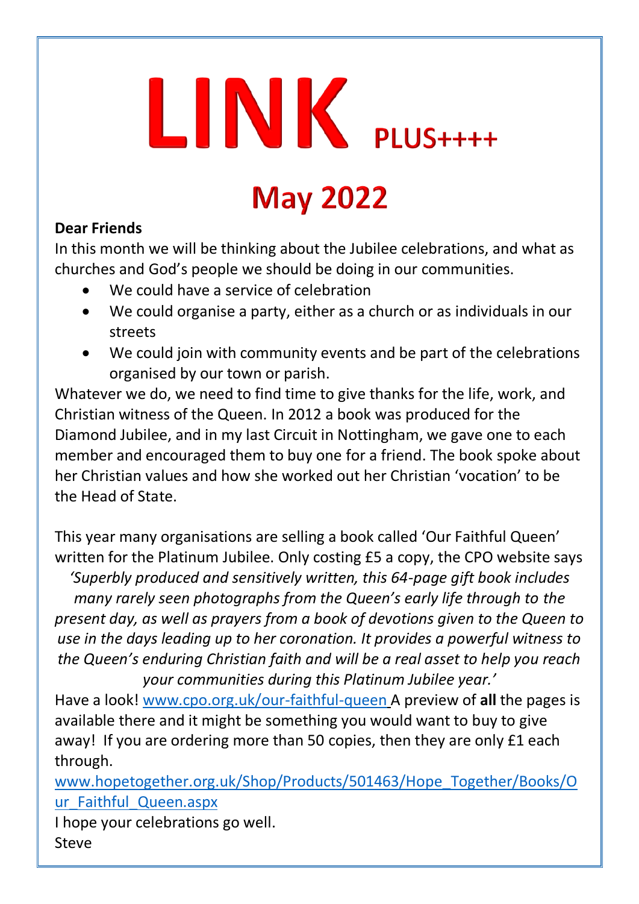# LINK PLUS++++

## May 2022

**Dear Friends**

In this month we will be thinking about the Jubilee celebrations, and what as churches and God's people we should be doing in our communities.

- We could have a service of celebration
- We could organise a party, either as a church or as individuals in our streets
- We could join with community events and be part of the celebrations organised by our town or parish.

Whatever we do, we need to find time to give thanks for the life, work, and Christian witness of the Queen. In 2012 a book was produced for the Diamond Jubilee, and in my last Circuit in Nottingham, we gave one to each member and encouraged them to buy one for a friend. The book spoke about her Christian values and how she worked out her Christian 'vocation' to be the Head of State.

This year many organisations are selling a book called 'Our Faithful Queen' written for the Platinum Jubilee. Only costing £5 a copy, the CPO website says *'Superbly produced and sensitively written, this 64-page gift book includes many rarely seen photographs from the Queen's early life through to the present day, as well as prayers from a book of devotions given to the Queen to use in the days leading up to her coronation. It provides a powerful witness to the Queen's enduring Christian faith and will be a real asset to help you reach your communities during this Platinum Jubilee year.'*

Have a look! www.cpo.org.uk/our-faithful-queen A preview of **all** the pages is available there and it might be something you would want to buy to give away! If you are ordering more than 50 copies, then they are only £1 each through.

www.hopetogether.org.uk/Shop/Products/501463/Hope_Together/Books/Our_Faithful_Queen.aspx

I hope your celebrations go well.

Steve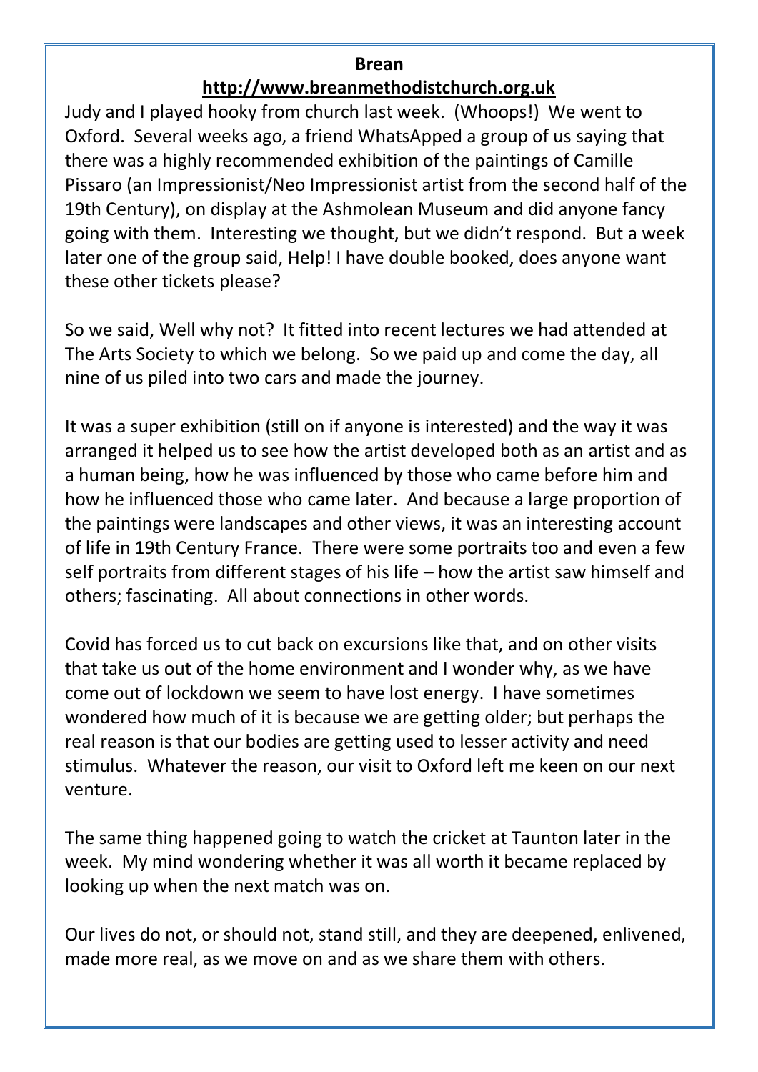**Brean**

**http://www.breanmethodistchurch.org.uk**

Judy and I played hooky from church last week. (Whoops!) We went to Oxford. Several weeks ago, a friend WhatsApped a group of us saying that there was a highly recommended exhibition of the paintings of Camille Pissaro (an Impressionist/Neo Impressionist artist from the second half of the 19th Century), on display at the Ashmolean Museum and did anyone fancy going with them. Interesting we thought, but we didn't respond. But a week later one of the group said, Help! I have double booked, does anyone want these other tickets please?

So we said, Well why not? It fitted into recent lectures we had attended at The Arts Society to which we belong. So we paid up and come the day, all nine of us piled into two cars and made the journey.

It was a super exhibition (still on if anyone is interested) and the way it was arranged it helped us to see how the artist developed both as an artist and as a human being, how he was influenced by those who came before him and how he influenced those who came later. And because a large proportion of the paintings were landscapes and other views, it was an interesting account of life in 19th Century France. There were some portraits too and even a few self portraits from different stages of his life – how the artist saw himself and others; fascinating. All about connections in other words.

Covid has forced us to cut back on excursions like that, and on other visits that take us out of the home environment and I wonder why, as we have come out of lockdown we seem to have lost energy. I have sometimes wondered how much of it is because we are getting older; but perhaps the real reason is that our bodies are getting used to lesser activity and need stimulus. Whatever the reason, our visit to Oxford left me keen on our next venture.

The same thing happened going to watch the cricket at Taunton later in the week. My mind wondering whether it was all worth it became replaced by looking up when the next match was on.

Our lives do not, or should not, stand still, and they are deepened, enlivened, made more real, as we move on and as we share them with others.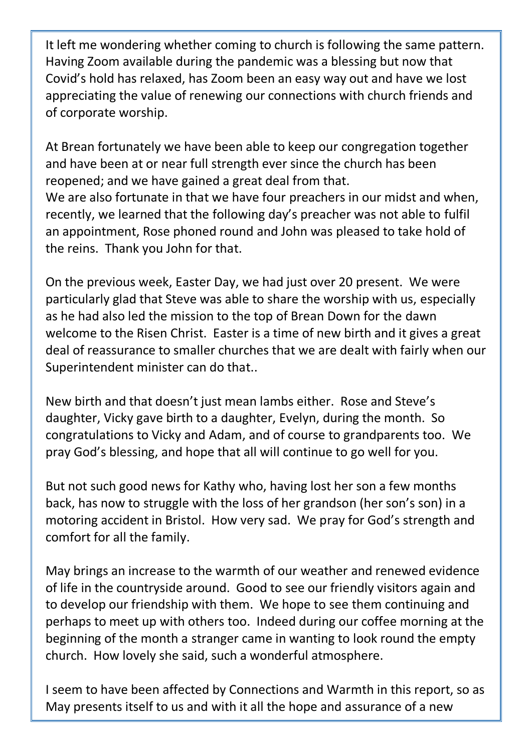It left me wondering whether coming to church is following the same pattern. Having Zoom available during the pandemic was a blessing but now that Covid's hold has relaxed, has Zoom been an easy way out and have we lost appreciating the value of renewing our connections with church friends and of corporate worship.

At Brean fortunately we have been able to keep our congregation together and have been at or near full strength ever since the church has been reopened; and we have gained a great deal from that.
We are also fortunate in that we have four preachers in our midst and when, recently, we learned that the following day's preacher was not able to fulfil an appointment, Rose phoned round and John was pleased to take hold of the reins. Thank you John for that.

On the previous week, Easter Day, we had just over 20 present. We were particularly glad that Steve was able to share the worship with us, especially as he had also led the mission to the top of Brean Down for the dawn welcome to the Risen Christ. Easter is a time of new birth and it gives a great deal of reassurance to smaller churches that we are dealt with fairly when our Superintendent minister can do that..

New birth and that doesn't just mean lambs either. Rose and Steve's daughter, Vicky gave birth to a daughter, Evelyn, during the month. So congratulations to Vicky and Adam, and of course to grandparents too. We pray God's blessing, and hope that all will continue to go well for you.

But not such good news for Kathy who, having lost her son a few months back, has now to struggle with the loss of her grandson (her son's son) in a motoring accident in Bristol. How very sad. We pray for God's strength and comfort for all the family.

May brings an increase to the warmth of our weather and renewed evidence of life in the countryside around. Good to see our friendly visitors again and to develop our friendship with them. We hope to see them continuing and perhaps to meet up with others too. Indeed during our coffee morning at the beginning of the month a stranger came in wanting to look round the empty church. How lovely she said, such a wonderful atmosphere.

I seem to have been affected by Connections and Warmth in this report, so as May presents itself to us and with it all the hope and assurance of a new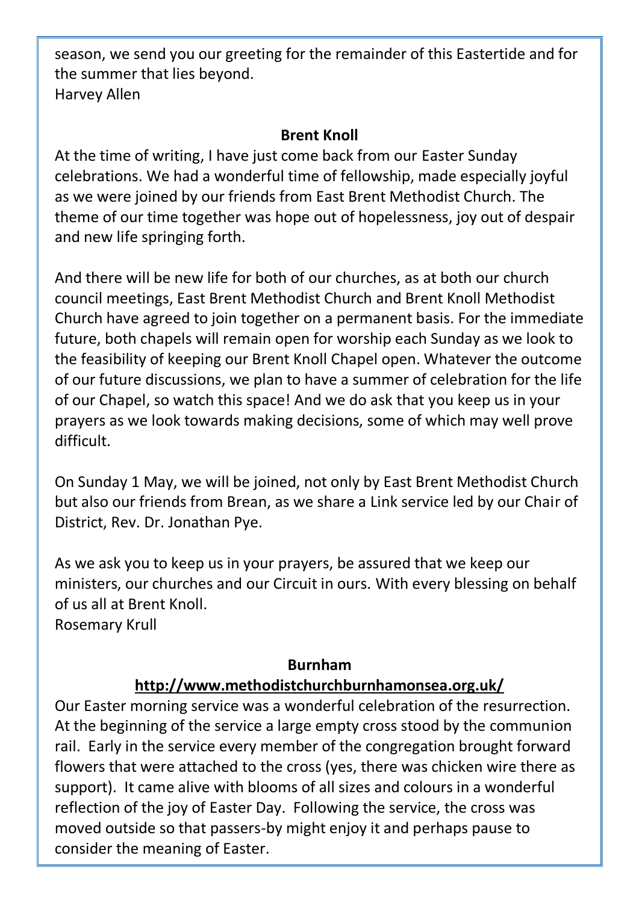season, we send you our greeting for the remainder of this Eastertide and for the summer that lies beyond.
Harvey Allen

**Brent Knoll**

At the time of writing, I have just come back from our Easter Sunday celebrations. We had a wonderful time of fellowship, made especially joyful as we were joined by our friends from East Brent Methodist Church. The theme of our time together was hope out of hopelessness, joy out of despair and new life springing forth.

And there will be new life for both of our churches, as at both our church council meetings, East Brent Methodist Church and Brent Knoll Methodist Church have agreed to join together on a permanent basis. For the immediate future, both chapels will remain open for worship each Sunday as we look to the feasibility of keeping our Brent Knoll Chapel open. Whatever the outcome of our future discussions, we plan to have a summer of celebration for the life of our Chapel, so watch this space! And we do ask that you keep us in your prayers as we look towards making decisions, some of which may well prove difficult.

On Sunday 1 May, we will be joined, not only by East Brent Methodist Church but also our friends from Brean, as we share a Link service led by our Chair of District, Rev. Dr. Jonathan Pye.

As we ask you to keep us in your prayers, be assured that we keep our ministers, our churches and our Circuit in ours. With every blessing on behalf of us all at Brent Knoll.
Rosemary Krull

**Burnham**

**http://www.methodistchurchburnhamonsea.org.uk/**

Our Easter morning service was a wonderful celebration of the resurrection. At the beginning of the service a large empty cross stood by the communion rail. Early in the service every member of the congregation brought forward flowers that were attached to the cross (yes, there was chicken wire there as support). It came alive with blooms of all sizes and colours in a wonderful reflection of the joy of Easter Day. Following the service, the cross was moved outside so that passers-by might enjoy it and perhaps pause to consider the meaning of Easter.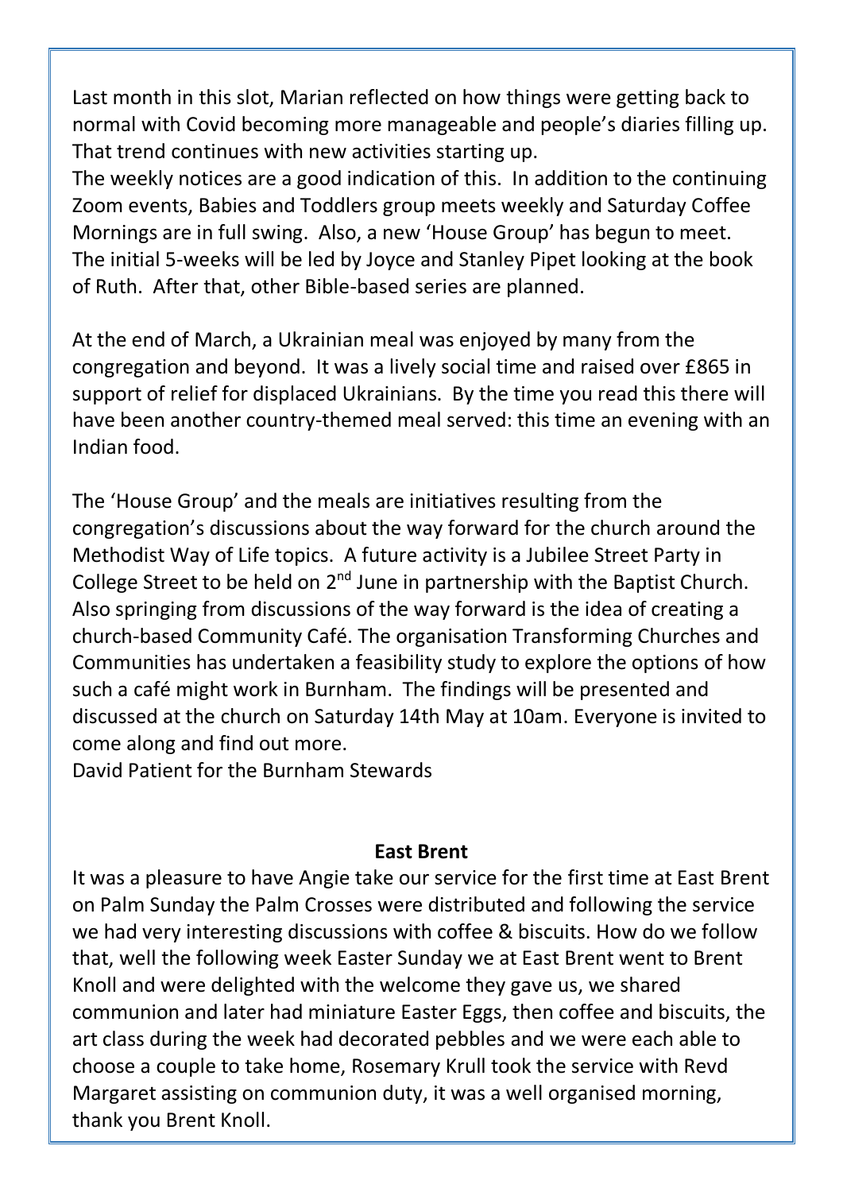Last month in this slot, Marian reflected on how things were getting back to normal with Covid becoming more manageable and people's diaries filling up. That trend continues with new activities starting up.
The weekly notices are a good indication of this. In addition to the continuing Zoom events, Babies and Toddlers group meets weekly and Saturday Coffee Mornings are in full swing. Also, a new 'House Group' has begun to meet. The initial 5-weeks will be led by Joyce and Stanley Pipet looking at the book of Ruth. After that, other Bible-based series are planned.

At the end of March, a Ukrainian meal was enjoyed by many from the congregation and beyond. It was a lively social time and raised over £865 in support of relief for displaced Ukrainians. By the time you read this there will have been another country-themed meal served: this time an evening with an Indian food.

The 'House Group' and the meals are initiatives resulting from the congregation's discussions about the way forward for the church around the Methodist Way of Life topics. A future activity is a Jubilee Street Party in College Street to be held on 2nd June in partnership with the Baptist Church. Also springing from discussions of the way forward is the idea of creating a church-based Community Café. The organisation Transforming Churches and Communities has undertaken a feasibility study to explore the options of how such a café might work in Burnham. The findings will be presented and discussed at the church on Saturday 14th May at 10am. Everyone is invited to come along and find out more.
David Patient for the Burnham Stewards

**East Brent**

It was a pleasure to have Angie take our service for the first time at East Brent on Palm Sunday the Palm Crosses were distributed and following the service we had very interesting discussions with coffee & biscuits. How do we follow that, well the following week Easter Sunday we at East Brent went to Brent Knoll and were delighted with the welcome they gave us, we shared communion and later had miniature Easter Eggs, then coffee and biscuits, the art class during the week had decorated pebbles and we were each able to choose a couple to take home, Rosemary Krull took the service with Revd Margaret assisting on communion duty, it was a well organised morning, thank you Brent Knoll.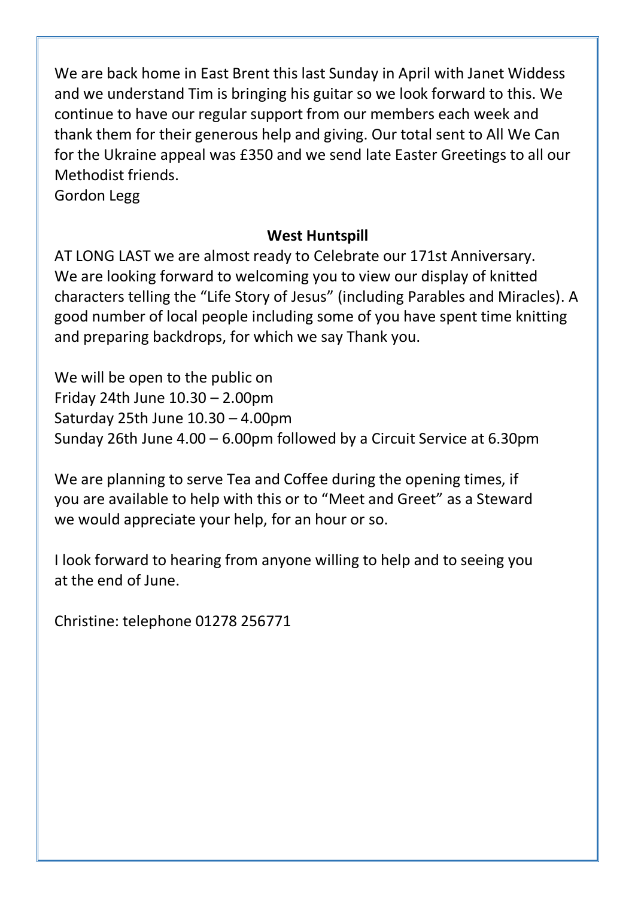We are back home in East Brent this last Sunday in April with Janet Widdess and we understand Tim is bringing his guitar so we look forward to this. We continue to have our regular support from our members each week and thank them for their generous help and giving. Our total sent to All We Can for the Ukraine appeal was £350 and we send late Easter Greetings to all our Methodist friends.
Gordon Legg

**West Huntspill**

AT LONG LAST we are almost ready to Celebrate our 171st Anniversary. We are looking forward to welcoming you to view our display of knitted characters telling the "Life Story of Jesus" (including Parables and Miracles). A good number of local people including some of you have spent time knitting and preparing backdrops, for which we say Thank you.

We will be open to the public on
Friday 24th June 10.30 – 2.00pm
Saturday 25th June 10.30 – 4.00pm
Sunday 26th June 4.00 – 6.00pm followed by a Circuit Service at 6.30pm

We are planning to serve Tea and Coffee during the opening times, if you are available to help with this or to "Meet and Greet" as a Steward we would appreciate your help, for an hour or so.

I look forward to hearing from anyone willing to help and to seeing you at the end of June.

Christine: telephone 01278 256771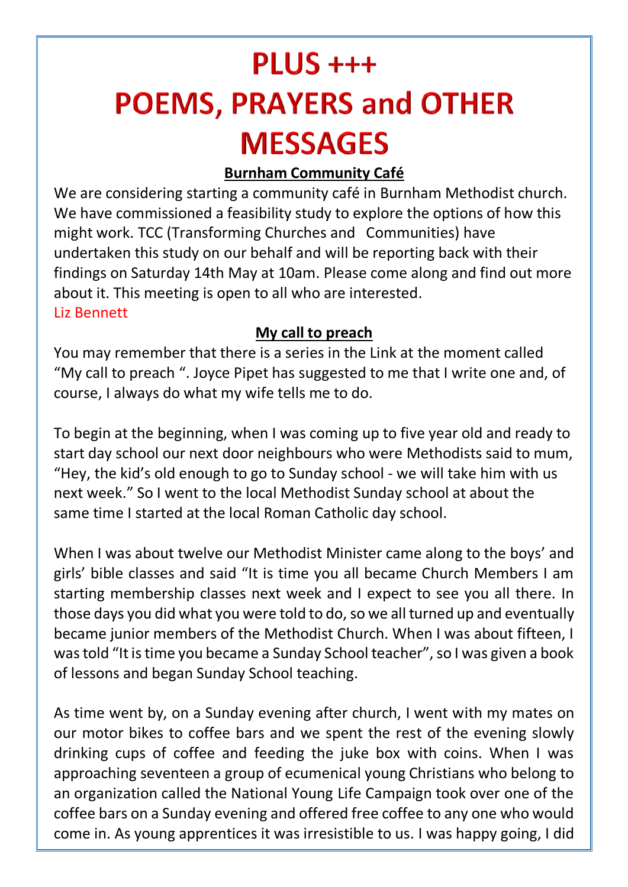# PLUS +++
# POEMS, PRAYERS and OTHER MESSAGES

**Burnham Community Café**

We are considering starting a community café in Burnham Methodist church. We have commissioned a feasibility study to explore the options of how this might work. TCC (Transforming Churches and Communities) have undertaken this study on our behalf and will be reporting back with their findings on Saturday 14th May at 10am. Please come along and find out more about it. This meeting is open to all who are interested.
Liz Bennett

**My call to preach**

You may remember that there is a series in the Link at the moment called "My call to preach ". Joyce Pipet has suggested to me that I write one and, of course, I always do what my wife tells me to do.

To begin at the beginning, when I was coming up to five year old and ready to start day school our next door neighbours who were Methodists said to mum, "Hey, the kid's old enough to go to Sunday school - we will take him with us next week." So I went to the local Methodist Sunday school at about the same time I started at the local Roman Catholic day school.

When I was about twelve our Methodist Minister came along to the boys' and girls' bible classes and said "It is time you all became Church Members I am starting membership classes next week and I expect to see you all there. In those days you did what you were told to do, so we all turned up and eventually became junior members of the Methodist Church. When I was about fifteen, I was told "It is time you became a Sunday School teacher", so I was given a book of lessons and began Sunday School teaching.

As time went by, on a Sunday evening after church, I went with my mates on our motor bikes to coffee bars and we spent the rest of the evening slowly drinking cups of coffee and feeding the juke box with coins. When I was approaching seventeen a group of ecumenical young Christians who belong to an organization called the National Young Life Campaign took over one of the coffee bars on a Sunday evening and offered free coffee to any one who would come in. As young apprentices it was irresistible to us. I was happy going, I did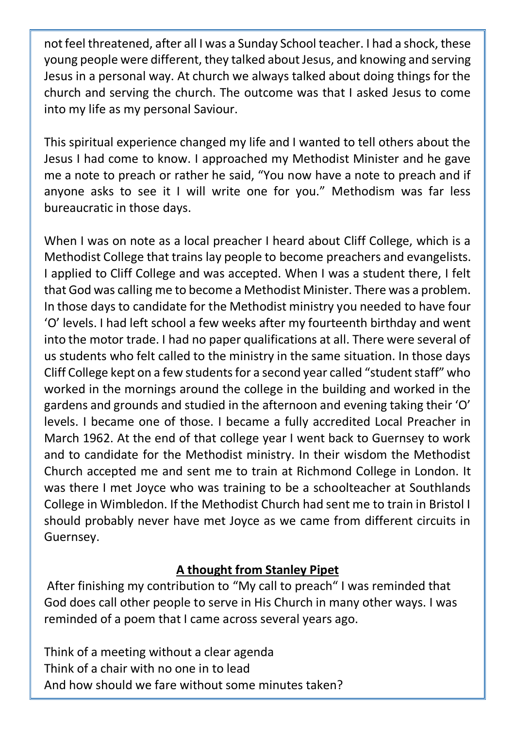not feel threatened, after all I was a Sunday School teacher. I had a shock, these young people were different, they talked about Jesus, and knowing and serving Jesus in a personal way. At church we always talked about doing things for the church and serving the church. The outcome was that I asked Jesus to come into my life as my personal Saviour.

This spiritual experience changed my life and I wanted to tell others about the Jesus I had come to know. I approached my Methodist Minister and he gave me a note to preach or rather he said, "You now have a note to preach and if anyone asks to see it I will write one for you." Methodism was far less bureaucratic in those days.

When I was on note as a local preacher I heard about Cliff College, which is a Methodist College that trains lay people to become preachers and evangelists. I applied to Cliff College and was accepted. When I was a student there, I felt that God was calling me to become a Methodist Minister. There was a problem. In those days to candidate for the Methodist ministry you needed to have four 'O' levels. I had left school a few weeks after my fourteenth birthday and went into the motor trade. I had no paper qualifications at all. There were several of us students who felt called to the ministry in the same situation. In those days Cliff College kept on a few students for a second year called "student staff" who worked in the mornings around the college in the building and worked in the gardens and grounds and studied in the afternoon and evening taking their 'O' levels. I became one of those. I became a fully accredited Local Preacher in March 1962. At the end of that college year I went back to Guernsey to work and to candidate for the Methodist ministry. In their wisdom the Methodist Church accepted me and sent me to train at Richmond College in London. It was there I met Joyce who was training to be a schoolteacher at Southlands College in Wimbledon. If the Methodist Church had sent me to train in Bristol I should probably never have met Joyce as we came from different circuits in Guernsey.

## A thought from Stanley Pipet

After finishing my contribution to "My call to preach" I was reminded that God does call other people to serve in His Church in many other ways. I was reminded of a poem that I came across several years ago.

Think of a meeting without a clear agenda
Think of a chair with no one in to lead
And how should we fare without some minutes taken?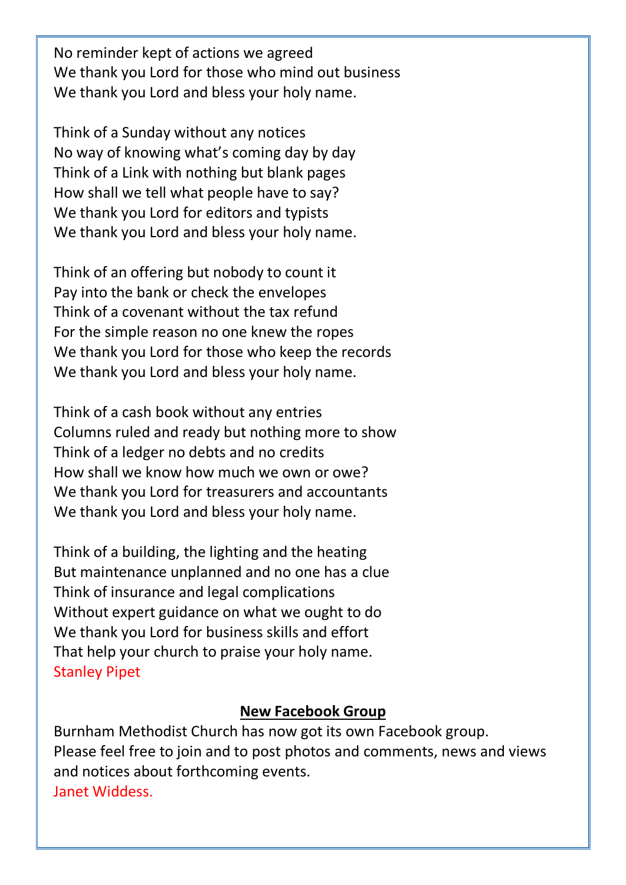No reminder kept of actions we agreed
We thank you Lord for those who mind out business
We thank you Lord and bless your holy name.

Think of a Sunday without any notices
No way of knowing what's coming day by day
Think of a Link with nothing but blank pages
How shall we tell what people have to say?
We thank you Lord for editors and typists
We thank you Lord and bless your holy name.

Think of an offering but nobody to count it
Pay into the bank or check the envelopes
Think of a covenant without the tax refund
For the simple reason no one knew the ropes
We thank you Lord for those who keep the records
We thank you Lord and bless your holy name.

Think of a cash book without any entries
Columns ruled and ready but nothing more to show
Think of a ledger no debts and no credits
How shall we know how much we own or owe?
We thank you Lord for treasurers and accountants
We thank you Lord and bless your holy name.

Think of a building, the lighting and the heating
But maintenance unplanned and no one has a clue
Think of insurance and legal complications
Without expert guidance on what we ought to do
We thank you Lord for business skills and effort
That help your church to praise your holy name.
Stanley Pipet

## New Facebook Group

Burnham Methodist Church has now got its own Facebook group.
Please feel free to join and to post photos and comments, news and views and notices about forthcoming events.
Janet Widdess.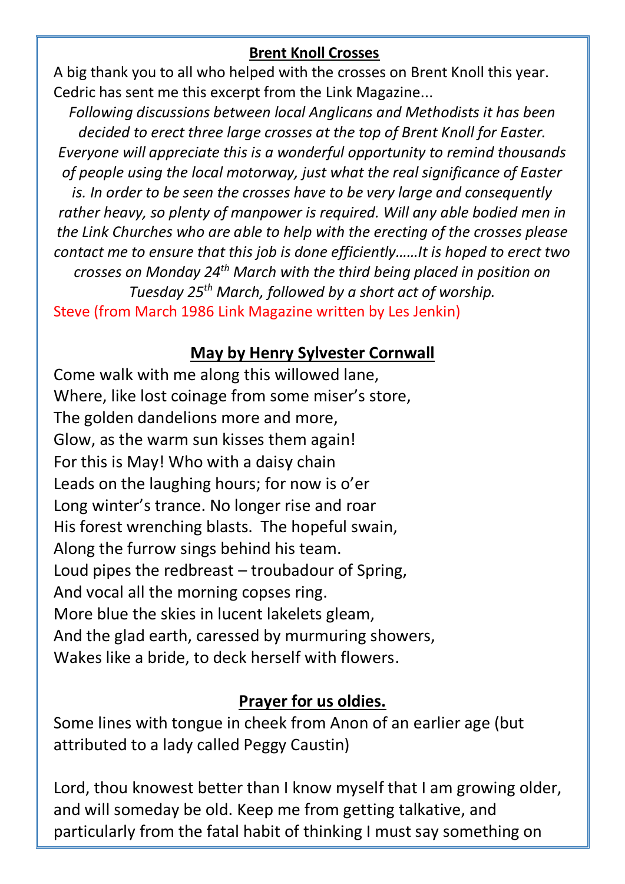## Brent Knoll Crosses

A big thank you to all who helped with the crosses on Brent Knoll this year. Cedric has sent me this excerpt from the Link Magazine...

*Following discussions between local Anglicans and Methodists it has been decided to erect three large crosses at the top of Brent Knoll for Easter. Everyone will appreciate this is a wonderful opportunity to remind thousands of people using the local motorway, just what the real significance of Easter is. In order to be seen the crosses have to be very large and consequently rather heavy, so plenty of manpower is required. Will any able bodied men in the Link Churches who are able to help with the erecting of the crosses please contact me to ensure that this job is done efficiently……It is hoped to erect two crosses on Monday 24th March with the third being placed in position on Tuesday 25th March, followed by a short act of worship.*

Steve (from March 1986 Link Magazine written by Les Jenkin)

## May by Henry Sylvester Cornwall

Come walk with me along this willowed lane,
Where, like lost coinage from some miser's store,
The golden dandelions more and more,
Glow, as the warm sun kisses them again!
For this is May! Who with a daisy chain
Leads on the laughing hours; for now is o'er
Long winter's trance. No longer rise and roar
His forest wrenching blasts. The hopeful swain,
Along the furrow sings behind his team.
Loud pipes the redbreast – troubadour of Spring,
And vocal all the morning copses ring.
More blue the skies in lucent lakelets gleam,
And the glad earth, caressed by murmuring showers,
Wakes like a bride, to deck herself with flowers.

## Prayer for us oldies.

Some lines with tongue in cheek from Anon of an earlier age (but attributed to a lady called Peggy Caustin)

Lord, thou knowest better than I know myself that I am growing older, and will someday be old. Keep me from getting talkative, and particularly from the fatal habit of thinking I must say something on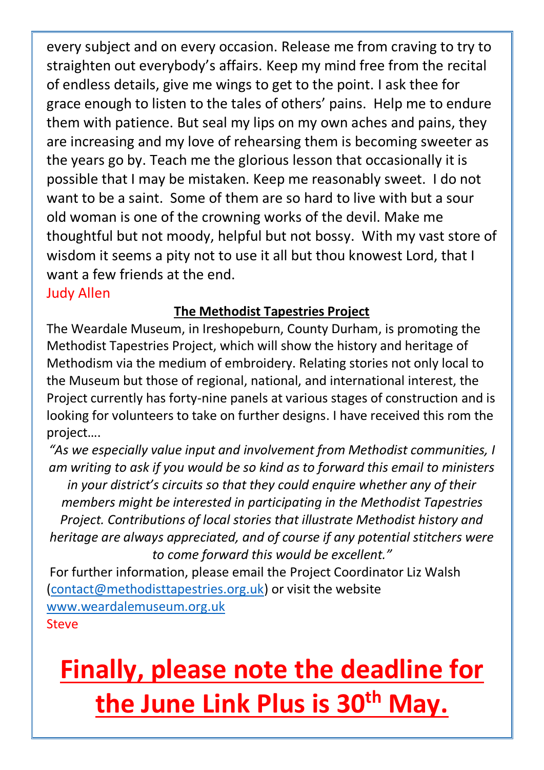every subject and on every occasion. Release me from craving to try to straighten out everybody's affairs. Keep my mind free from the recital of endless details, give me wings to get to the point. I ask thee for grace enough to listen to the tales of others' pains. Help me to endure them with patience. But seal my lips on my own aches and pains, they are increasing and my love of rehearsing them is becoming sweeter as the years go by. Teach me the glorious lesson that occasionally it is possible that I may be mistaken. Keep me reasonably sweet. I do not want to be a saint. Some of them are so hard to live with but a sour old woman is one of the crowning works of the devil. Make me thoughtful but not moody, helpful but not bossy. With my vast store of wisdom it seems a pity not to use it all but thou knowest Lord, that I want a few friends at the end.

Judy Allen

## The Methodist Tapestries Project

The Weardale Museum, in Ireshopeburn, County Durham, is promoting the Methodist Tapestries Project, which will show the history and heritage of Methodism via the medium of embroidery. Relating stories not only local to the Museum but those of regional, national, and international interest, the Project currently has forty-nine panels at various stages of construction and is looking for volunteers to take on further designs. I have received this rom the project….

*"As we especially value input and involvement from Methodist communities, I am writing to ask if you would be so kind as to forward this email to ministers in your district's circuits so that they could enquire whether any of their members might be interested in participating in the Methodist Tapestries Project. Contributions of local stories that illustrate Methodist history and heritage are always appreciated, and of course if any potential stitchers were to come forward this would be excellent."*

For further information, please email the Project Coordinator Liz Walsh (contact@methodisttapestries.org.uk) or visit the website www.weardalemuseum.org.uk

Steve

# Finally, please note the deadline for the June Link Plus is 30th May.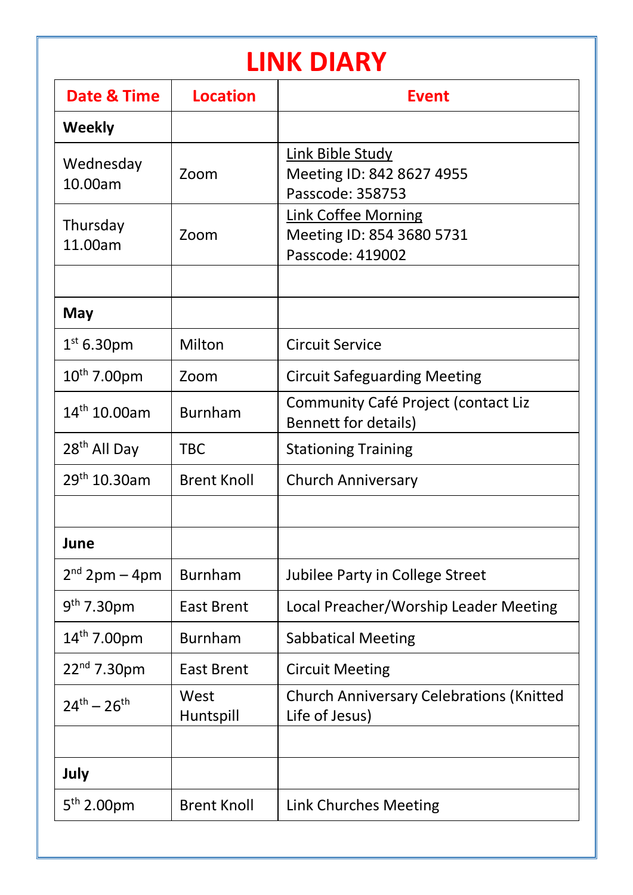# LINK DIARY

| Date & Time | Location | Event |
|---|---|---|
| **Weekly** | | |
| Wednesday 10.00am | Zoom | Link Bible Study<br>Meeting ID: 842 8627 4955<br>Passcode: 358753 |
| Thursday 11.00am | Zoom | Link Coffee Morning<br>Meeting ID: 854 3680 5731<br>Passcode: 419002 |
| | | |
| **May** | | |
| 1st 6.30pm | Milton | Circuit Service |
| 10th 7.00pm | Zoom | Circuit Safeguarding Meeting |
| 14th 10.00am | Burnham | Community Café Project (contact Liz Bennett for details) |
| 28th All Day | TBC | Stationing Training |
| 29th 10.30am | Brent Knoll | Church Anniversary |
| | | |
| **June** | | |
| 2nd 2pm – 4pm | Burnham | Jubilee Party in College Street |
| 9th 7.30pm | East Brent | Local Preacher/Worship Leader Meeting |
| 14th 7.00pm | Burnham | Sabbatical Meeting |
| 22nd 7.30pm | East Brent | Circuit Meeting |
| 24th – 26th | West Huntspill | Church Anniversary Celebrations (Knitted Life of Jesus) |
| | | |
| **July** | | |
| 5th 2.00pm | Brent Knoll | Link Churches Meeting |